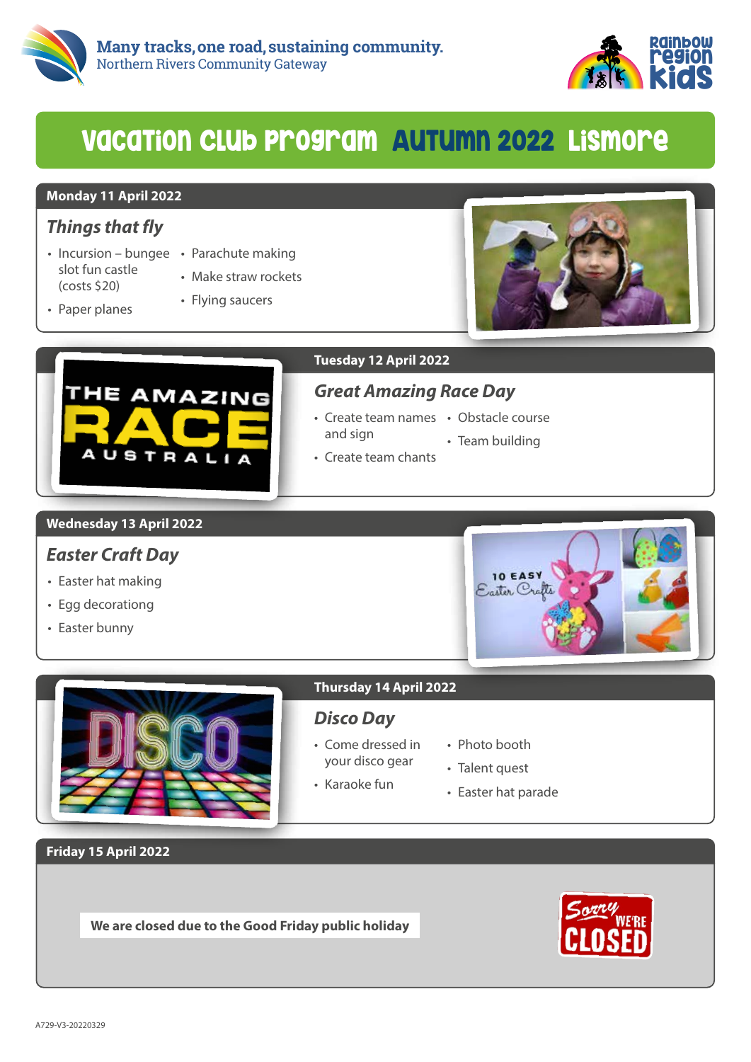**Many tracks, one road, sustaining community.**
Northern Rivers Community Gateway

Rainbow Region Kids

# Vacation Club Program Autumn 2022 Lismore

## Monday 11 April 2022

### *Things that fly*

- Incursion – bungee slot fun castle (costs $20)
- Paper planes
- Parachute making
- Make straw rockets
- Flying saucers

## Tuesday 12 April 2022

### *Great Amazing Race Day*

- Create team names and sign
- Create team chants
- Obstacle course
- Team building

## Wednesday 13 April 2022

### *Easter Craft Day*

- Easter hat making
- Egg decoratong
- Easter bunny

## Thursday 14 April 2022

### *Disco Day*

- Come dressed in your disco gear
- Karaoke fun
- Photo booth
- Talent quest
- Easter hat parade

## Friday 15 April 2022

**We are closed due to the Good Friday public holiday**

A729-V3-20220329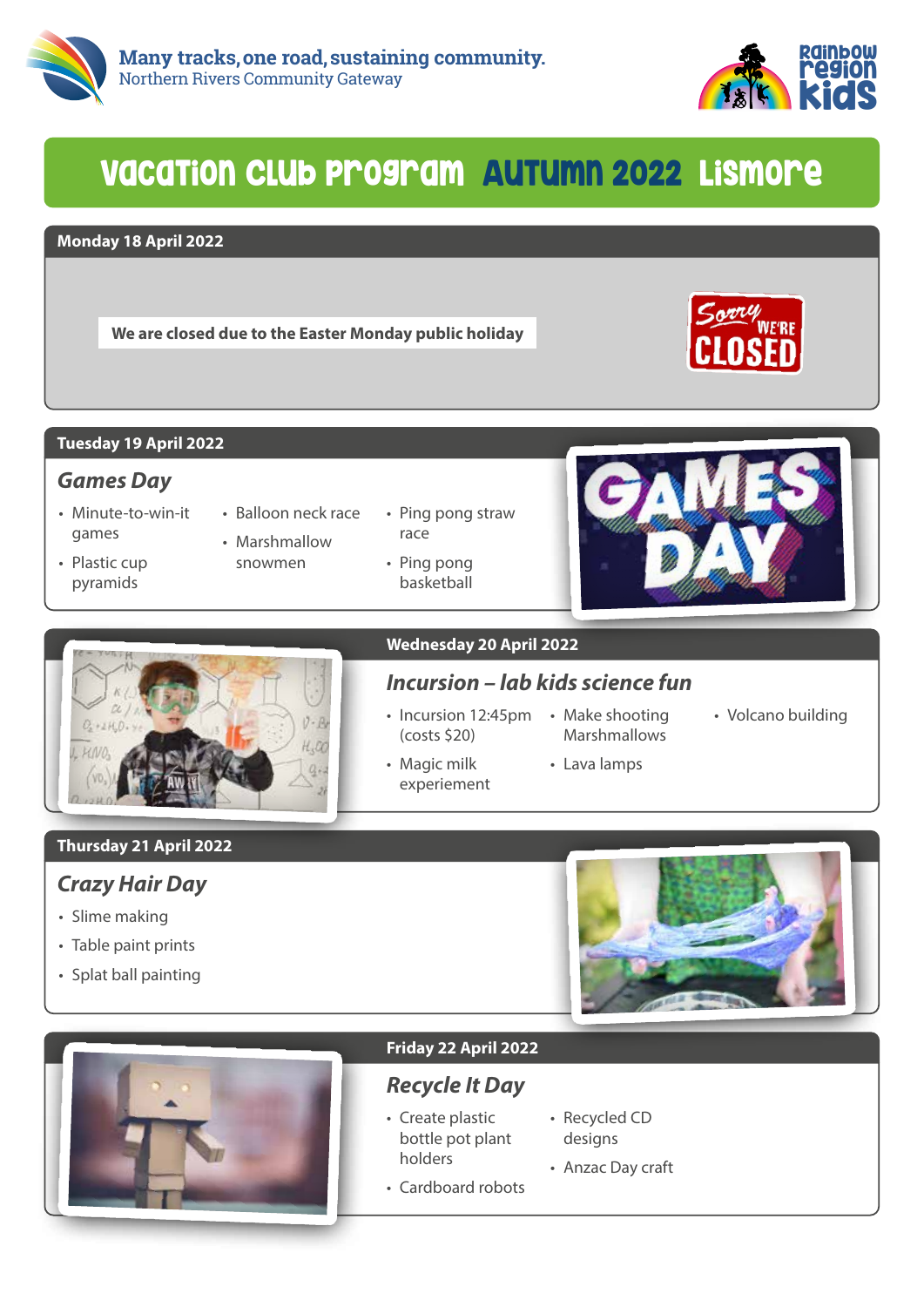Many tracks, one road, sustaining community.
Northern Rivers Community Gateway

Rainbow Region Kids

# Vacation Club Program Autumn 2022 Lismore

## Monday 18 April 2022

**We are closed due to the Easter Monday public holiday**

## Tuesday 19 April 2022

### *Games Day*

- Minute-to-win-it games
- Plastic cup pyramids
- Balloon neck race
- Marshmallow snowmen
- Ping pong straw race
- Ping pong basketball

## Wednesday 20 April 2022

### *Incursion – lab kids science fun*

- Incursion 12:45pm (costs $20)
- Magic milk experiement
- Make shooting Marshmallows
- Lava lamps
- Volcano building

## Thursday 21 April 2022

### *Crazy Hair Day*

- Slime making
- Table paint prints
- Splat ball painting

## Friday 22 April 2022

### *Recycle It Day*

- Create plastic bottle pot plant holders
- Cardboard robots
- Recycled CD designs
- Anzac Day craft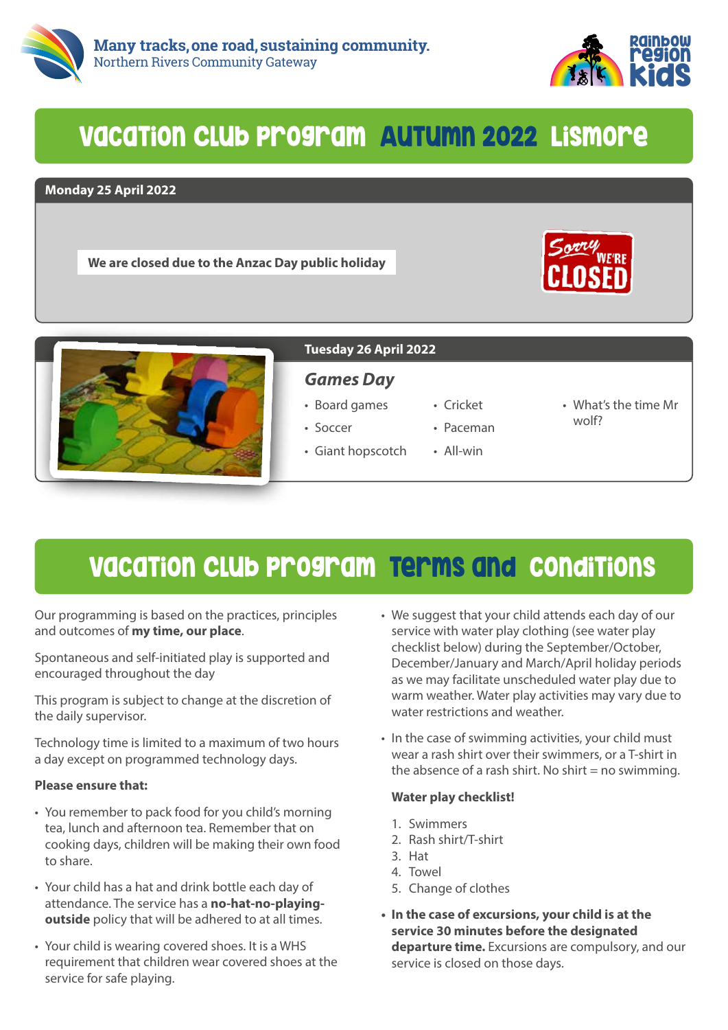Many tracks, one road, sustaining community.
Northern Rivers Community Gateway

Rainbow region kids

# Vacation Club Program Autumn 2022 Lismore

## Monday 25 April 2022

We are closed due to the Anzac Day public holiday

Sorry WE'RE CLOSED

## Tuesday 26 April 2022

### *Games Day*

- Board games
- Soccer
- Giant hopscotch
- Cricket
- Paceman
- All-win
- What's the time Mr wolf?

# Vacation Club Program Terms and Conditions

Our programming is based on the practices, principles and outcomes of **my time, our place**.

Spontaneous and self-initiated play is supported and encouraged throughout the day

This program is subject to change at the discretion of the daily supervisor.

Technology time is limited to a maximum of two hours a day except on programmed technology days.

**Please ensure that:**

- You remember to pack food for you child's morning tea, lunch and afternoon tea. Remember that on cooking days, children will be making their own food to share.
- Your child has a hat and drink bottle each day of attendance. The service has a **no-hat-no-playing-outside** policy that will be adhered to at all times.
- Your child is wearing covered shoes. It is a WHS requirement that children wear covered shoes at the service for safe playing.
- We suggest that your child attends each day of our service with water play clothing (see water play checklist below) during the September/October, December/January and March/April holiday periods as we may facilitate unscheduled water play due to warm weather. Water play activities may vary due to water restrictions and weather.
- In the case of swimming activities, your child must wear a rash shirt over their swimmers, or a T-shirt in the absence of a rash shirt. No shirt = no swimming.

**Water play checklist!**

1. Swimmers
2. Rash shirt/T-shirt
3. Hat
4. Towel
5. Change of clothes

- **In the case of excursions, your child is at the service 30 minutes before the designated departure time.** Excursions are compulsory, and our service is closed on those days.